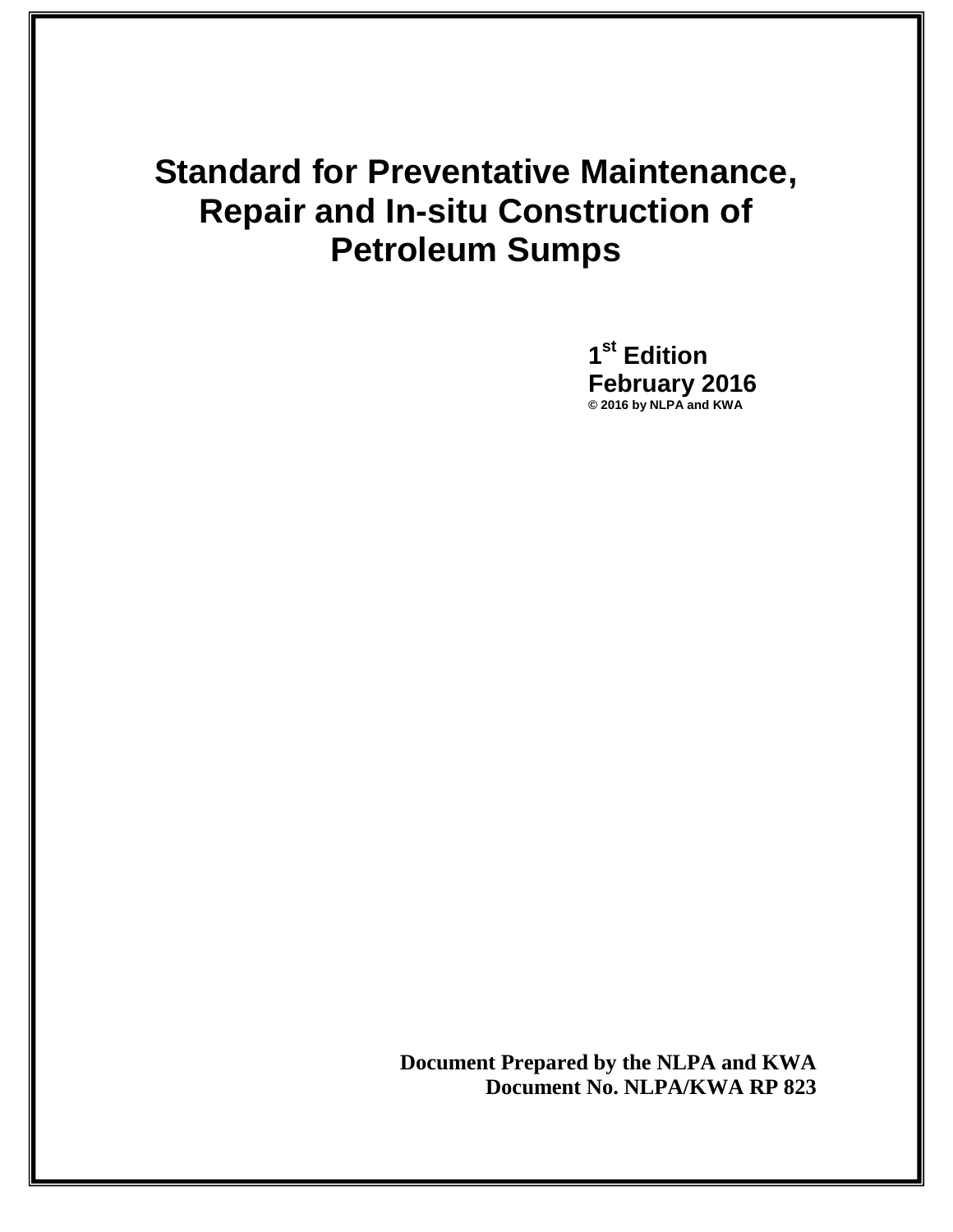# Standard for Preventative Maintenance, Repair and In-situ Construction of Petroleum Sumps

**1st Edition**
**February 2016**
**© 2016 by NLPA and KWA**

**Document Prepared by the NLPA and KWA**
**Document No. NLPA/KWA RP 823**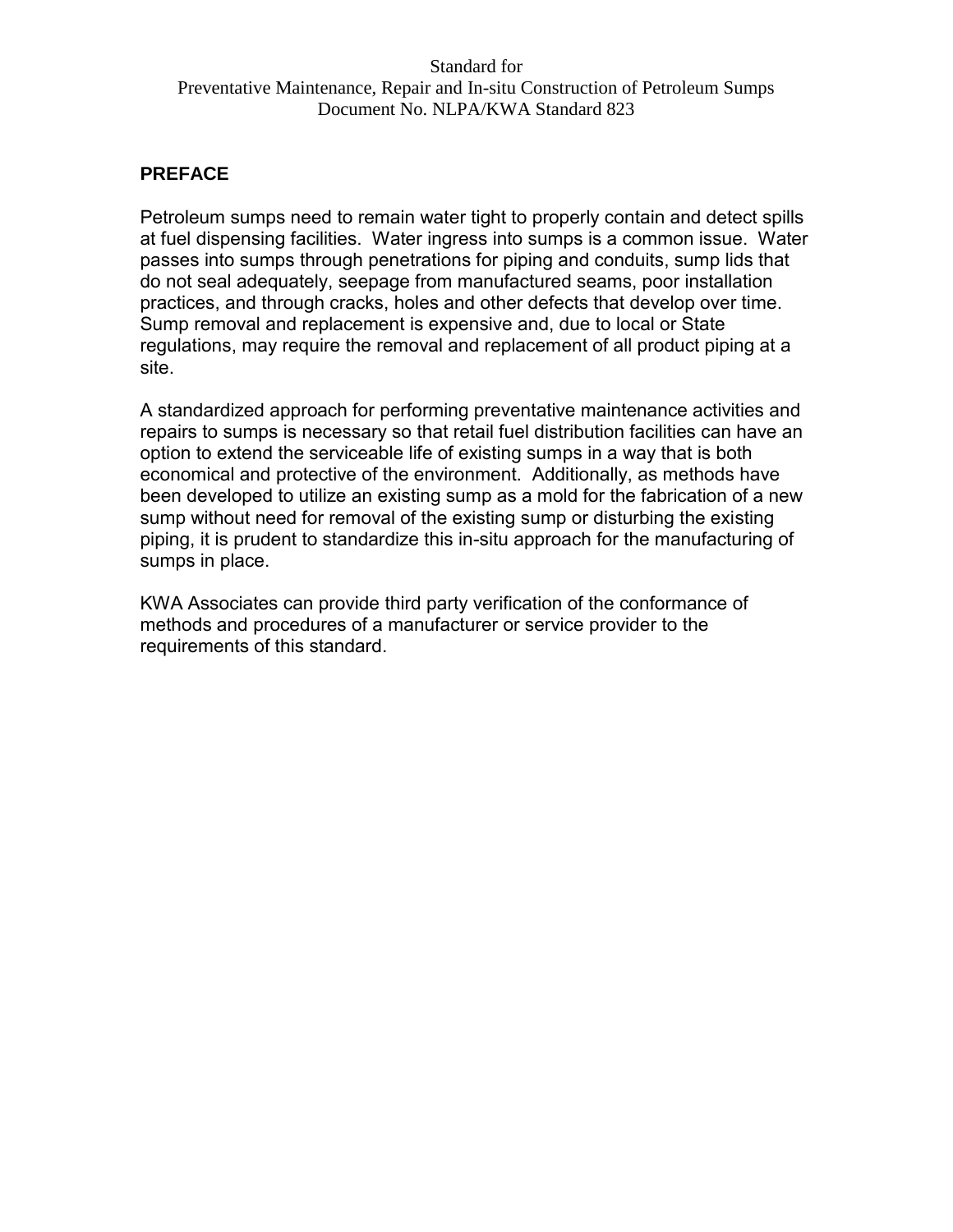Standard for
Preventative Maintenance, Repair and In-situ Construction of Petroleum Sumps
Document No. NLPA/KWA Standard 823

## PREFACE

Petroleum sumps need to remain water tight to properly contain and detect spills at fuel dispensing facilities. Water ingress into sumps is a common issue. Water passes into sumps through penetrations for piping and conduits, sump lids that do not seal adequately, seepage from manufactured seams, poor installation practices, and through cracks, holes and other defects that develop over time. Sump removal and replacement is expensive and, due to local or State regulations, may require the removal and replacement of all product piping at a site.

A standardized approach for performing preventative maintenance activities and repairs to sumps is necessary so that retail fuel distribution facilities can have an option to extend the serviceable life of existing sumps in a way that is both economical and protective of the environment. Additionally, as methods have been developed to utilize an existing sump as a mold for the fabrication of a new sump without need for removal of the existing sump or disturbing the existing piping, it is prudent to standardize this in-situ approach for the manufacturing of sumps in place.

KWA Associates can provide third party verification of the conformance of methods and procedures of a manufacturer or service provider to the requirements of this standard.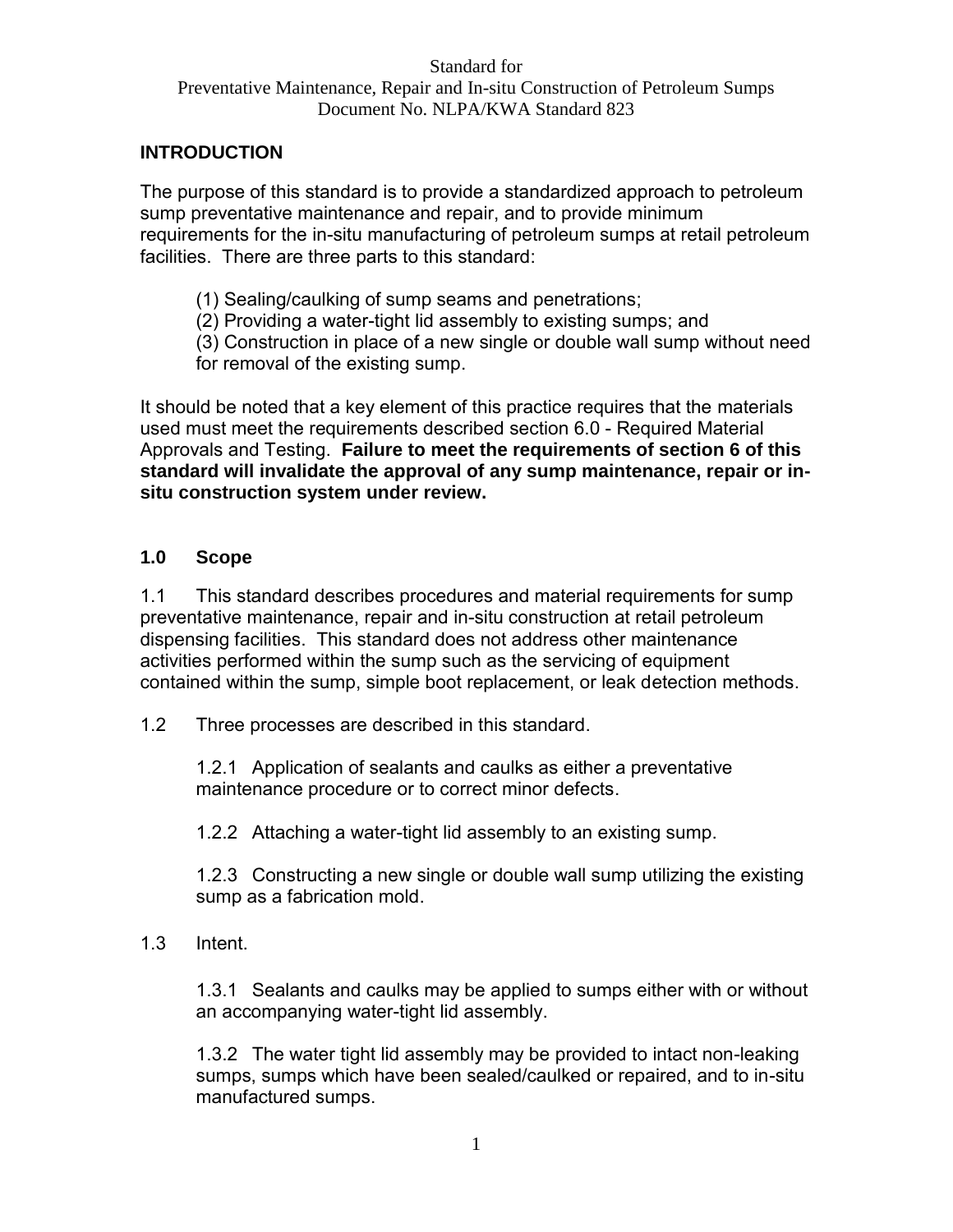## INTRODUCTION

The purpose of this standard is to provide a standardized approach to petroleum sump preventative maintenance and repair, and to provide minimum requirements for the in-situ manufacturing of petroleum sumps at retail petroleum facilities. There are three parts to this standard:

(1) Sealing/caulking of sump seams and penetrations;
(2) Providing a water-tight lid assembly to existing sumps; and
(3) Construction in place of a new single or double wall sump without need for removal of the existing sump.

It should be noted that a key element of this practice requires that the materials used must meet the requirements described section 6.0 - Required Material Approvals and Testing. **Failure to meet the requirements of section 6 of this standard will invalidate the approval of any sump maintenance, repair or in-situ construction system under review.**

## 1.0 Scope

1.1 This standard describes procedures and material requirements for sump preventative maintenance, repair and in-situ construction at retail petroleum dispensing facilities. This standard does not address other maintenance activities performed within the sump such as the servicing of equipment contained within the sump, simple boot replacement, or leak detection methods.

1.2 Three processes are described in this standard.

1.2.1 Application of sealants and caulks as either a preventative maintenance procedure or to correct minor defects.

1.2.2 Attaching a water-tight lid assembly to an existing sump.

1.2.3 Constructing a new single or double wall sump utilizing the existing sump as a fabrication mold.

1.3 Intent.

1.3.1 Sealants and caulks may be applied to sumps either with or without an accompanying water-tight lid assembly.

1.3.2 The water tight lid assembly may be provided to intact non-leaking sumps, sumps which have been sealed/caulked or repaired, and to in-situ manufactured sumps.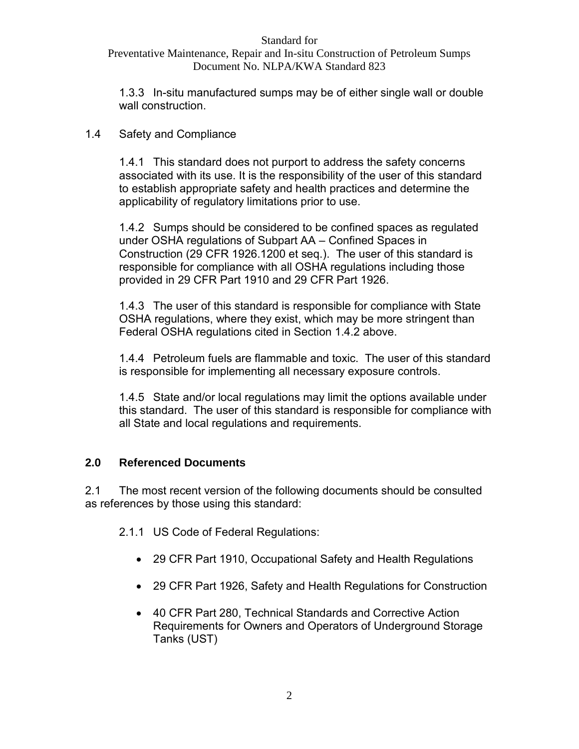1.3.3 In-situ manufactured sumps may be of either single wall or double wall construction.

1.4 Safety and Compliance

1.4.1 This standard does not purport to address the safety concerns associated with its use. It is the responsibility of the user of this standard to establish appropriate safety and health practices and determine the applicability of regulatory limitations prior to use.

1.4.2 Sumps should be considered to be confined spaces as regulated under OSHA regulations of Subpart AA – Confined Spaces in Construction (29 CFR 1926.1200 et seq.). The user of this standard is responsible for compliance with all OSHA regulations including those provided in 29 CFR Part 1910 and 29 CFR Part 1926.

1.4.3 The user of this standard is responsible for compliance with State OSHA regulations, where they exist, which may be more stringent than Federal OSHA regulations cited in Section 1.4.2 above.

1.4.4 Petroleum fuels are flammable and toxic. The user of this standard is responsible for implementing all necessary exposure controls.

1.4.5 State and/or local regulations may limit the options available under this standard. The user of this standard is responsible for compliance with all State and local regulations and requirements.

## 2.0 Referenced Documents

2.1 The most recent version of the following documents should be consulted as references by those using this standard:

2.1.1 US Code of Federal Regulations:

- 29 CFR Part 1910, Occupational Safety and Health Regulations
- 29 CFR Part 1926, Safety and Health Regulations for Construction
- 40 CFR Part 280, Technical Standards and Corrective Action Requirements for Owners and Operators of Underground Storage Tanks (UST)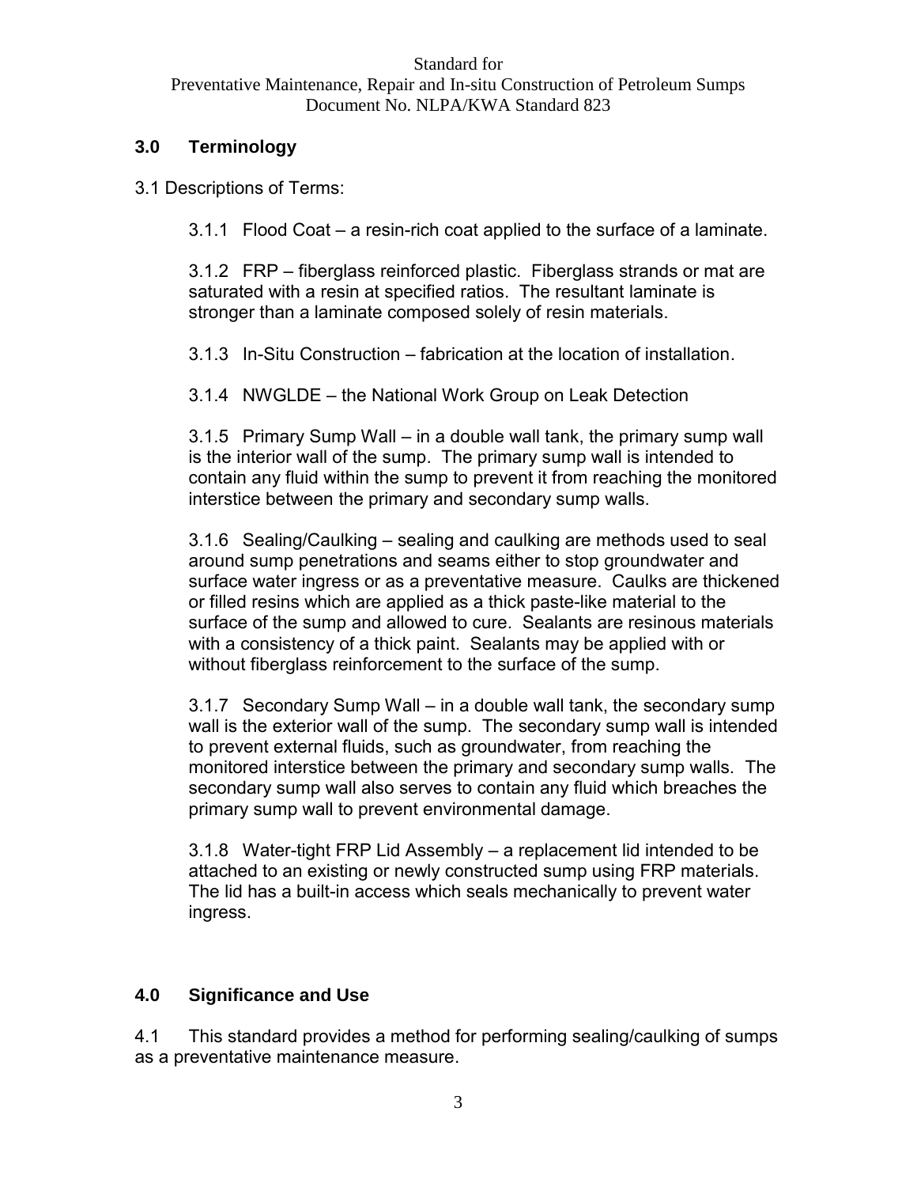## 3.0 Terminology

3.1 Descriptions of Terms:

3.1.1 Flood Coat – a resin-rich coat applied to the surface of a laminate.

3.1.2 FRP – fiberglass reinforced plastic. Fiberglass strands or mat are saturated with a resin at specified ratios. The resultant laminate is stronger than a laminate composed solely of resin materials.

3.1.3 In-Situ Construction – fabrication at the location of installation.

3.1.4 NWGLDE – the National Work Group on Leak Detection

3.1.5 Primary Sump Wall – in a double wall tank, the primary sump wall is the interior wall of the sump. The primary sump wall is intended to contain any fluid within the sump to prevent it from reaching the monitored interstice between the primary and secondary sump walls.

3.1.6 Sealing/Caulking – sealing and caulking are methods used to seal around sump penetrations and seams either to stop groundwater and surface water ingress or as a preventative measure. Caulks are thickened or filled resins which are applied as a thick paste-like material to the surface of the sump and allowed to cure. Sealants are resinous materials with a consistency of a thick paint. Sealants may be applied with or without fiberglass reinforcement to the surface of the sump.

3.1.7 Secondary Sump Wall – in a double wall tank, the secondary sump wall is the exterior wall of the sump. The secondary sump wall is intended to prevent external fluids, such as groundwater, from reaching the monitored interstice between the primary and secondary sump walls. The secondary sump wall also serves to contain any fluid which breaches the primary sump wall to prevent environmental damage.

3.1.8 Water-tight FRP Lid Assembly – a replacement lid intended to be attached to an existing or newly constructed sump using FRP materials. The lid has a built-in access which seals mechanically to prevent water ingress.

## 4.0 Significance and Use

4.1 This standard provides a method for performing sealing/caulking of sumps as a preventative maintenance measure.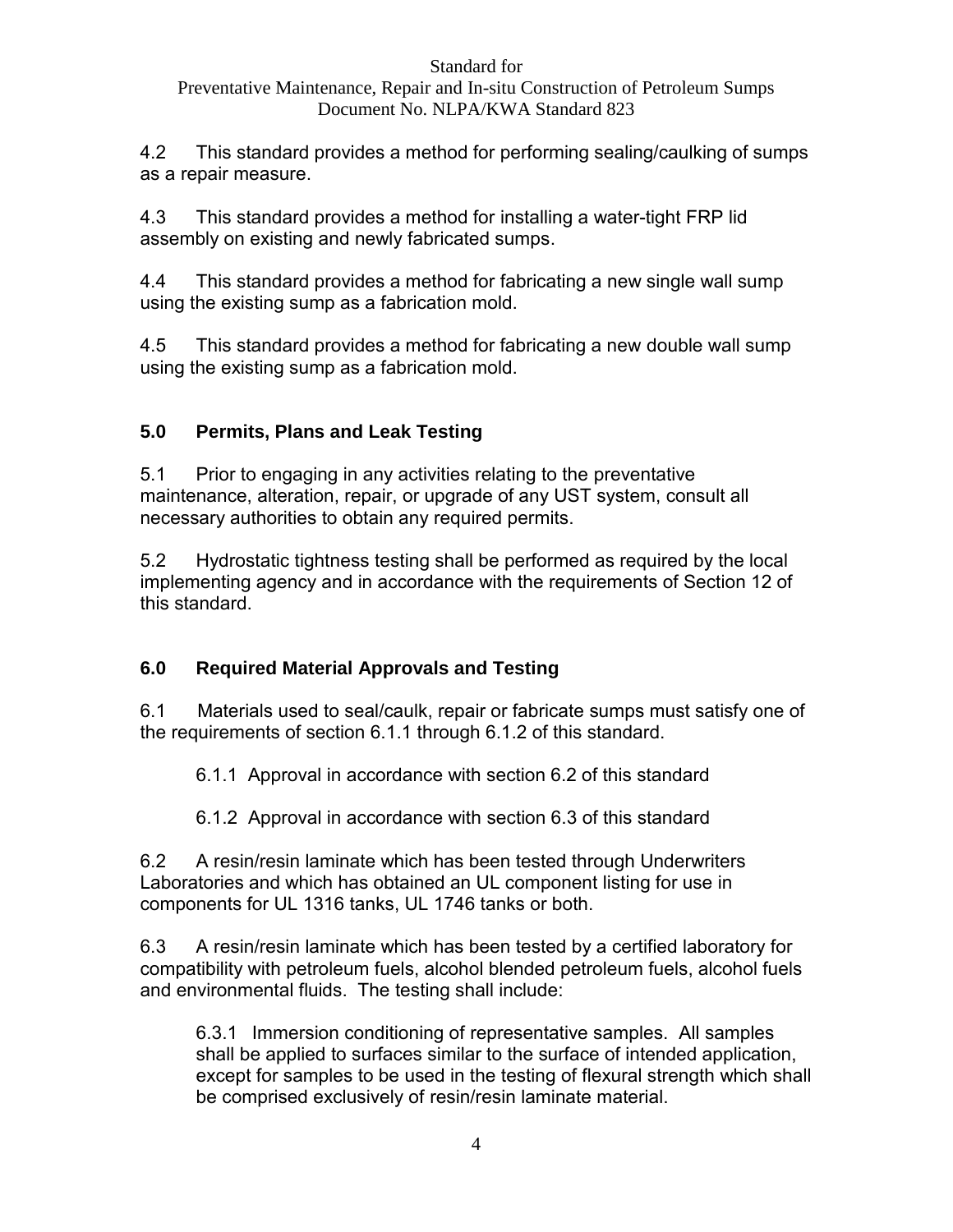4.2 This standard provides a method for performing sealing/caulking of sumps as a repair measure.

4.3 This standard provides a method for installing a water-tight FRP lid assembly on existing and newly fabricated sumps.

4.4 This standard provides a method for fabricating a new single wall sump using the existing sump as a fabrication mold.

4.5 This standard provides a method for fabricating a new double wall sump using the existing sump as a fabrication mold.

## 5.0 Permits, Plans and Leak Testing

5.1 Prior to engaging in any activities relating to the preventative maintenance, alteration, repair, or upgrade of any UST system, consult all necessary authorities to obtain any required permits.

5.2 Hydrostatic tightness testing shall be performed as required by the local implementing agency and in accordance with the requirements of Section 12 of this standard.

## 6.0 Required Material Approvals and Testing

6.1 Materials used to seal/caulk, repair or fabricate sumps must satisfy one of the requirements of section 6.1.1 through 6.1.2 of this standard.

6.1.1 Approval in accordance with section 6.2 of this standard

6.1.2 Approval in accordance with section 6.3 of this standard

6.2 A resin/resin laminate which has been tested through Underwriters Laboratories and which has obtained an UL component listing for use in components for UL 1316 tanks, UL 1746 tanks or both.

6.3 A resin/resin laminate which has been tested by a certified laboratory for compatibility with petroleum fuels, alcohol blended petroleum fuels, alcohol fuels and environmental fluids. The testing shall include:

6.3.1 Immersion conditioning of representative samples. All samples shall be applied to surfaces similar to the surface of intended application, except for samples to be used in the testing of flexural strength which shall be comprised exclusively of resin/resin laminate material.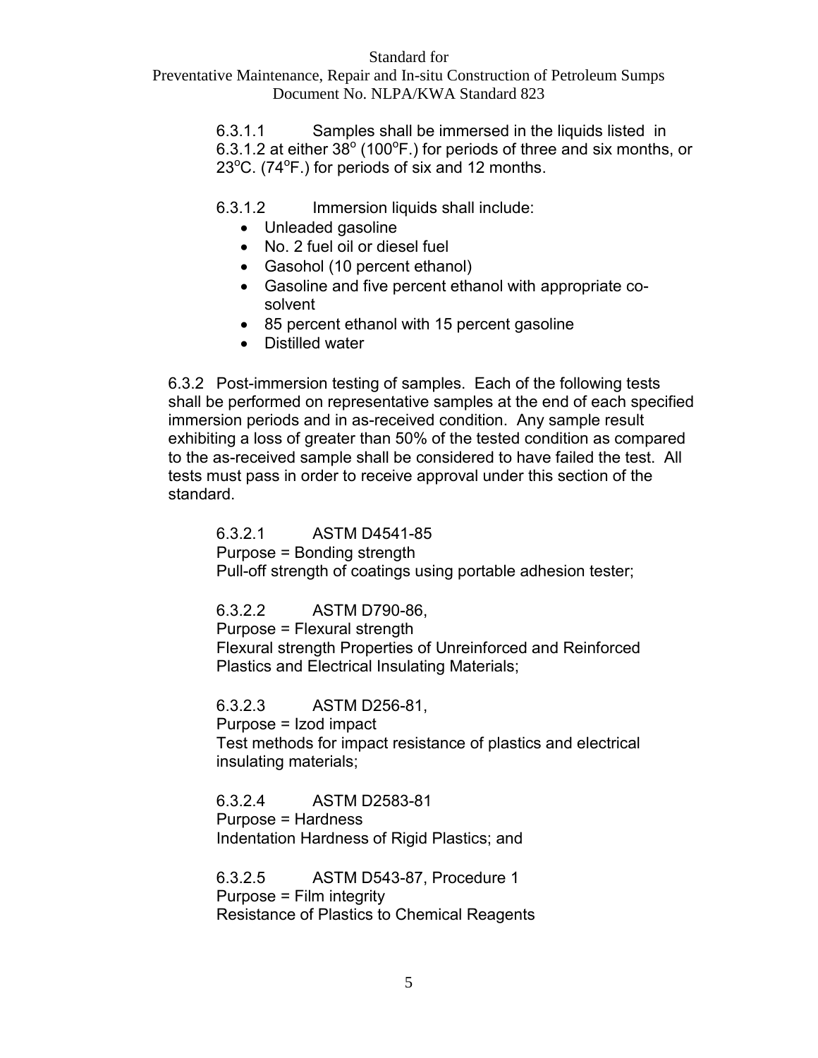6.3.1.1 Samples shall be immersed in the liquids listed in 6.3.1.2 at either 38$^{o}$ (100$^{o}$F.) for periods of three and six months, or 23$^{o}$C. (74$^{o}$F.) for periods of six and 12 months.

6.3.1.2 Immersion liquids shall include:

- Unleaded gasoline
- No. 2 fuel oil or diesel fuel
- Gasohol (10 percent ethanol)
- Gasoline and five percent ethanol with appropriate co-solvent
- 85 percent ethanol with 15 percent gasoline
- Distilled water

6.3.2 Post-immersion testing of samples. Each of the following tests shall be performed on representative samples at the end of each specified immersion periods and in as-received condition. Any sample result exhibiting a loss of greater than 50% of the tested condition as compared to the as-received sample shall be considered to have failed the test. All tests must pass in order to receive approval under this section of the standard.

6.3.2.1 ASTM D4541-85
Purpose = Bonding strength
Pull-off strength of coatings using portable adhesion tester;

6.3.2.2 ASTM D790-86,
Purpose = Flexural strength
Flexural strength Properties of Unreinforced and Reinforced Plastics and Electrical Insulating Materials;

6.3.2.3 ASTM D256-81,
Purpose = Izod impact
Test methods for impact resistance of plastics and electrical insulating materials;

6.3.2.4 ASTM D2583-81
Purpose = Hardness
Indentation Hardness of Rigid Plastics; and

6.3.2.5 ASTM D543-87, Procedure 1
Purpose = Film integrity
Resistance of Plastics to Chemical Reagents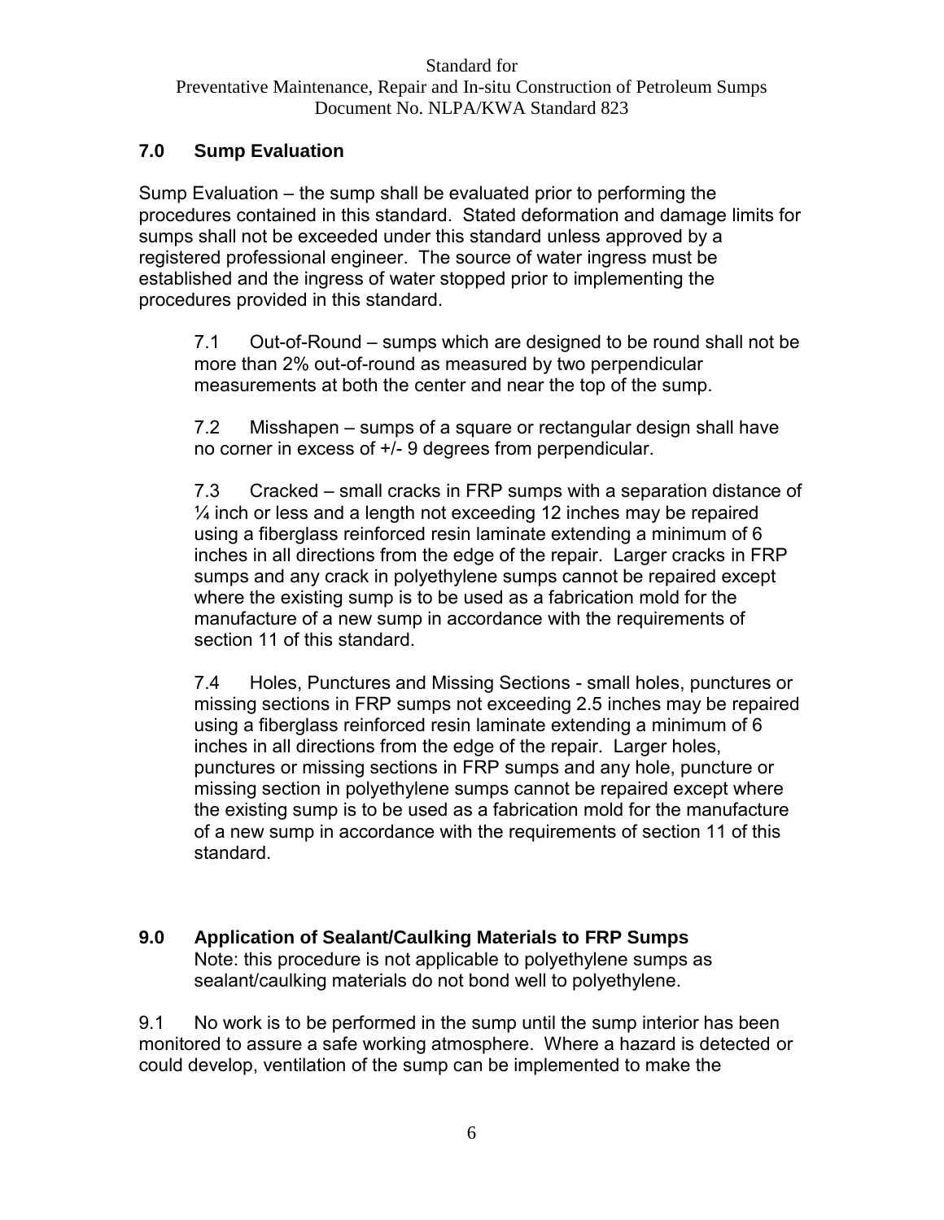## 7.0 Sump Evaluation

Sump Evaluation – the sump shall be evaluated prior to performing the procedures contained in this standard. Stated deformation and damage limits for sumps shall not be exceeded under this standard unless approved by a registered professional engineer. The source of water ingress must be established and the ingress of water stopped prior to implementing the procedures provided in this standard.

7.1 Out-of-Round – sumps which are designed to be round shall not be more than 2% out-of-round as measured by two perpendicular measurements at both the center and near the top of the sump.

7.2 Misshapen – sumps of a square or rectangular design shall have no corner in excess of +/- 9 degrees from perpendicular.

7.3 Cracked – small cracks in FRP sumps with a separation distance of ¼ inch or less and a length not exceeding 12 inches may be repaired using a fiberglass reinforced resin laminate extending a minimum of 6 inches in all directions from the edge of the repair. Larger cracks in FRP sumps and any crack in polyethylene sumps cannot be repaired except where the existing sump is to be used as a fabrication mold for the manufacture of a new sump in accordance with the requirements of section 11 of this standard.

7.4 Holes, Punctures and Missing Sections - small holes, punctures or missing sections in FRP sumps not exceeding 2.5 inches may be repaired using a fiberglass reinforced resin laminate extending a minimum of 6 inches in all directions from the edge of the repair. Larger holes, punctures or missing sections in FRP sumps and any hole, puncture or missing section in polyethylene sumps cannot be repaired except where the existing sump is to be used as a fabrication mold for the manufacture of a new sump in accordance with the requirements of section 11 of this standard.

## 9.0 Application of Sealant/Caulking Materials to FRP Sumps

Note: this procedure is not applicable to polyethylene sumps as sealant/caulking materials do not bond well to polyethylene.

9.1 No work is to be performed in the sump until the sump interior has been monitored to assure a safe working atmosphere. Where a hazard is detected or could develop, ventilation of the sump can be implemented to make the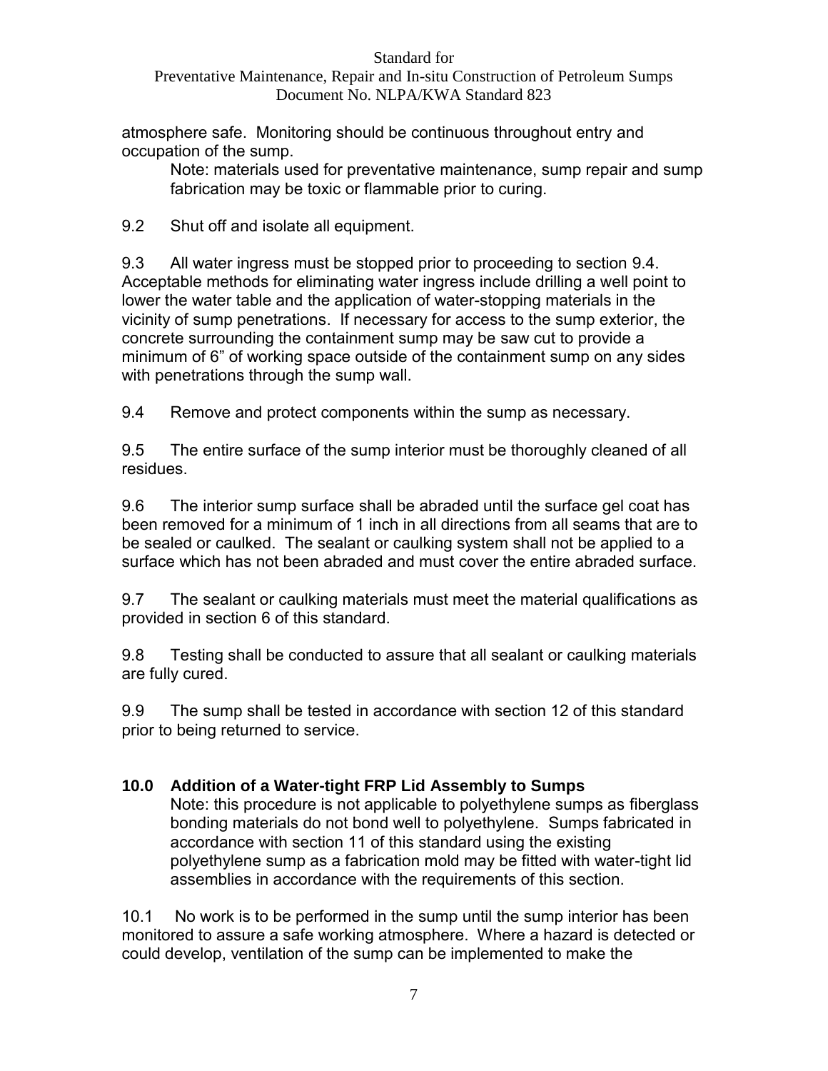atmosphere safe. Monitoring should be continuous throughout entry and occupation of the sump.

> Note: materials used for preventative maintenance, sump repair and sump fabrication may be toxic or flammable prior to curing.

9.2 Shut off and isolate all equipment.

9.3 All water ingress must be stopped prior to proceeding to section 9.4. Acceptable methods for eliminating water ingress include drilling a well point to lower the water table and the application of water-stopping materials in the vicinity of sump penetrations. If necessary for access to the sump exterior, the concrete surrounding the containment sump may be saw cut to provide a minimum of 6" of working space outside of the containment sump on any sides with penetrations through the sump wall.

9.4 Remove and protect components within the sump as necessary.

9.5 The entire surface of the sump interior must be thoroughly cleaned of all residues.

9.6 The interior sump surface shall be abraded until the surface gel coat has been removed for a minimum of 1 inch in all directions from all seams that are to be sealed or caulked. The sealant or caulking system shall not be applied to a surface which has not been abraded and must cover the entire abraded surface.

9.7 The sealant or caulking materials must meet the material qualifications as provided in section 6 of this standard.

9.8 Testing shall be conducted to assure that all sealant or caulking materials are fully cured.

9.9 The sump shall be tested in accordance with section 12 of this standard prior to being returned to service.

## 10.0 Addition of a Water-tight FRP Lid Assembly to Sumps

> Note: this procedure is not applicable to polyethylene sumps as fiberglass bonding materials do not bond well to polyethylene. Sumps fabricated in accordance with section 11 of this standard using the existing polyethylene sump as a fabrication mold may be fitted with water-tight lid assemblies in accordance with the requirements of this section.

10.1 No work is to be performed in the sump until the sump interior has been monitored to assure a safe working atmosphere. Where a hazard is detected or could develop, ventilation of the sump can be implemented to make the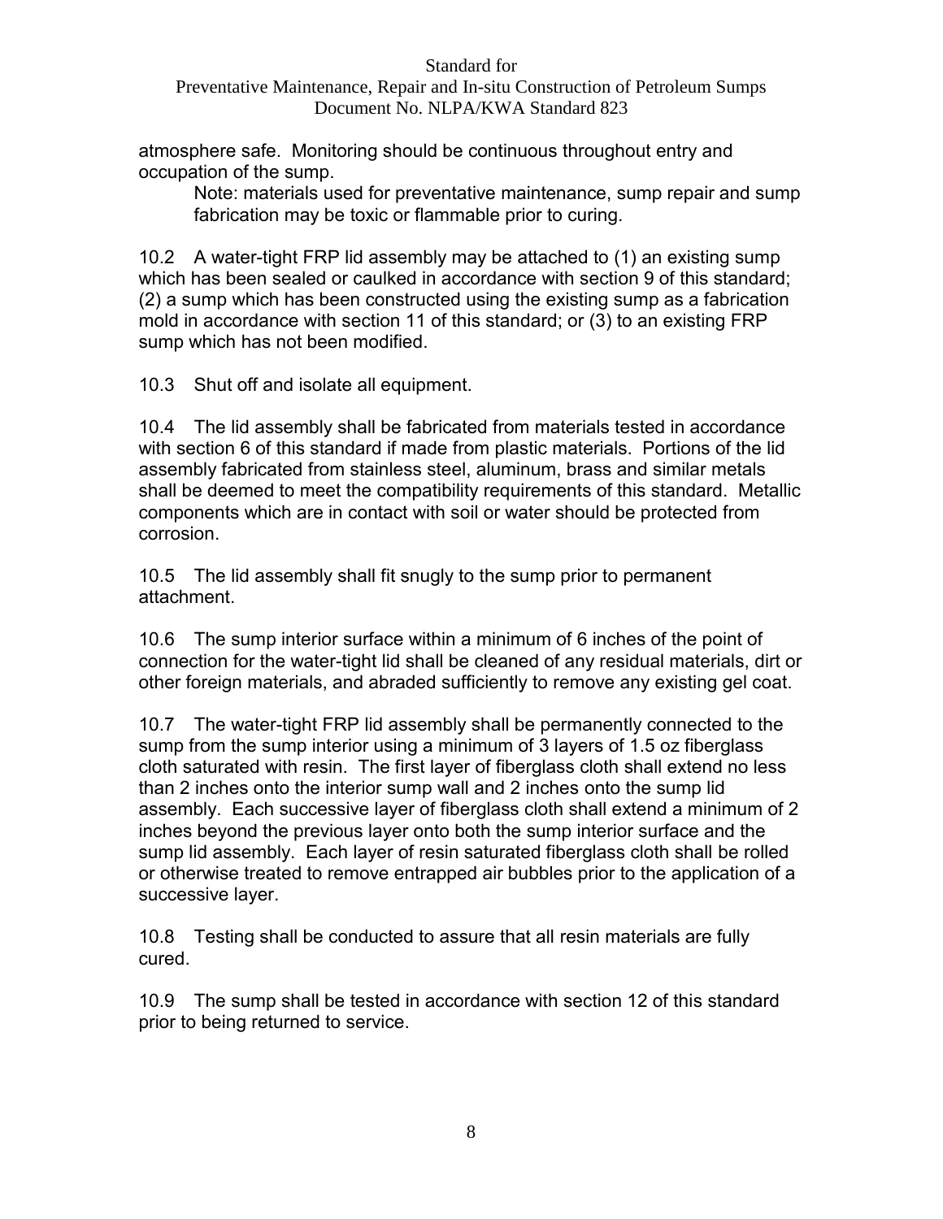atmosphere safe. Monitoring should be continuous throughout entry and occupation of the sump.

> Note: materials used for preventative maintenance, sump repair and sump fabrication may be toxic or flammable prior to curing.

10.2 A water-tight FRP lid assembly may be attached to (1) an existing sump which has been sealed or caulked in accordance with section 9 of this standard; (2) a sump which has been constructed using the existing sump as a fabrication mold in accordance with section 11 of this standard; or (3) to an existing FRP sump which has not been modified.

10.3 Shut off and isolate all equipment.

10.4 The lid assembly shall be fabricated from materials tested in accordance with section 6 of this standard if made from plastic materials. Portions of the lid assembly fabricated from stainless steel, aluminum, brass and similar metals shall be deemed to meet the compatibility requirements of this standard. Metallic components which are in contact with soil or water should be protected from corrosion.

10.5 The lid assembly shall fit snugly to the sump prior to permanent attachment.

10.6 The sump interior surface within a minimum of 6 inches of the point of connection for the water-tight lid shall be cleaned of any residual materials, dirt or other foreign materials, and abraded sufficiently to remove any existing gel coat.

10.7 The water-tight FRP lid assembly shall be permanently connected to the sump from the sump interior using a minimum of 3 layers of 1.5 oz fiberglass cloth saturated with resin. The first layer of fiberglass cloth shall extend no less than 2 inches onto the interior sump wall and 2 inches onto the sump lid assembly. Each successive layer of fiberglass cloth shall extend a minimum of 2 inches beyond the previous layer onto both the sump interior surface and the sump lid assembly. Each layer of resin saturated fiberglass cloth shall be rolled or otherwise treated to remove entrapped air bubbles prior to the application of a successive layer.

10.8 Testing shall be conducted to assure that all resin materials are fully cured.

10.9 The sump shall be tested in accordance with section 12 of this standard prior to being returned to service.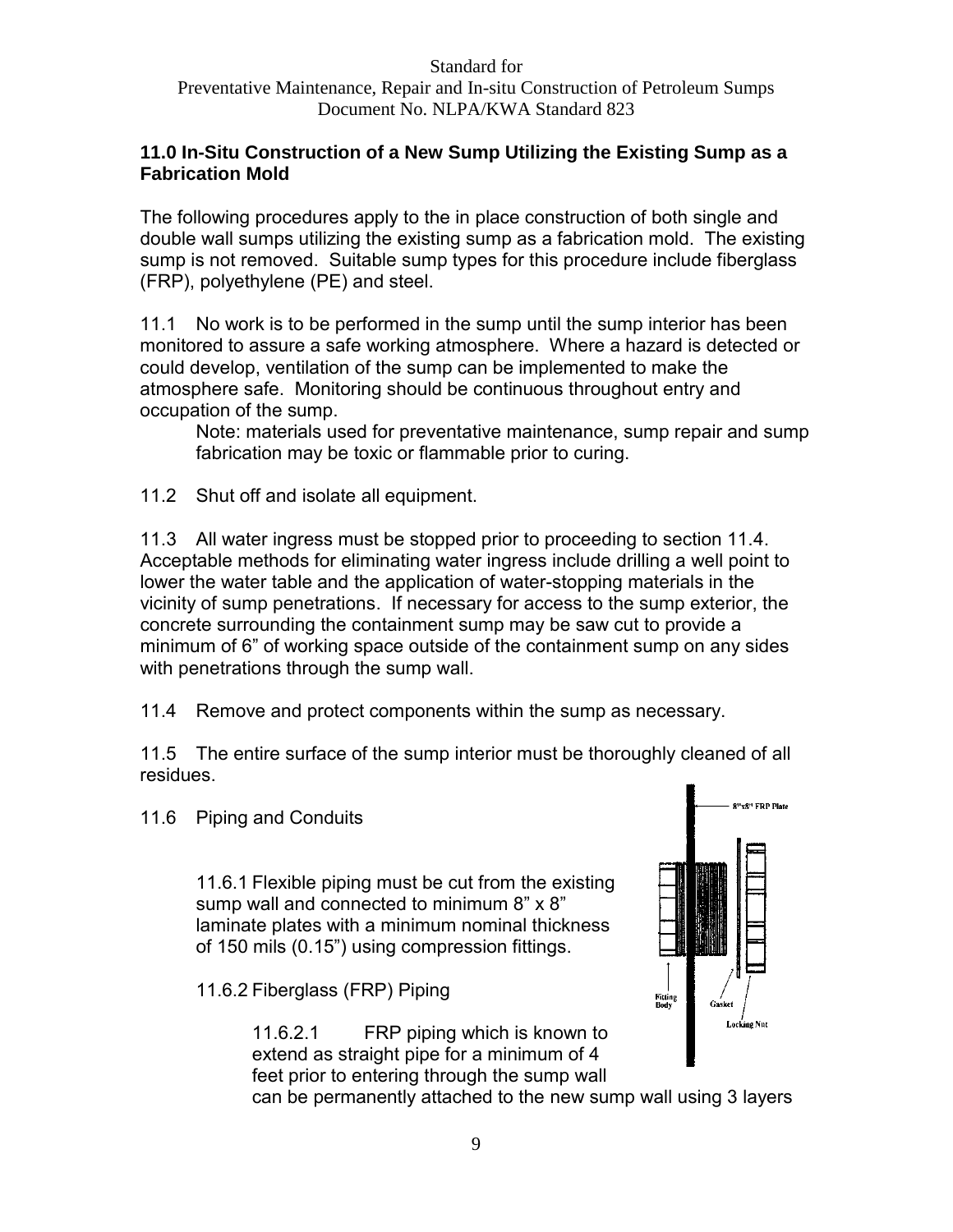## 11.0 In-Situ Construction of a New Sump Utilizing the Existing Sump as a Fabrication Mold

The following procedures apply to the in place construction of both single and double wall sumps utilizing the existing sump as a fabrication mold. The existing sump is not removed. Suitable sump types for this procedure include fiberglass (FRP), polyethylene (PE) and steel.

11.1 No work is to be performed in the sump until the sump interior has been monitored to assure a safe working atmosphere. Where a hazard is detected or could develop, ventilation of the sump can be implemented to make the atmosphere safe. Monitoring should be continuous throughout entry and occupation of the sump.

> Note: materials used for preventative maintenance, sump repair and sump fabrication may be toxic or flammable prior to curing.

11.2 Shut off and isolate all equipment.

11.3 All water ingress must be stopped prior to proceeding to section 11.4. Acceptable methods for eliminating water ingress include drilling a well point to lower the water table and the application of water-stopping materials in the vicinity of sump penetrations. If necessary for access to the sump exterior, the concrete surrounding the containment sump may be saw cut to provide a minimum of 6" of working space outside of the containment sump on any sides with penetrations through the sump wall.

11.4 Remove and protect components within the sump as necessary.

11.5 The entire surface of the sump interior must be thoroughly cleaned of all residues.

11.6 Piping and Conduits

11.6.1 Flexible piping must be cut from the existing sump wall and connected to minimum 8" x 8" laminate plates with a minimum nominal thickness of 150 mils (0.15") using compression fittings.

11.6.2 Fiberglass (FRP) Piping

11.6.2.1 FRP piping which is known to extend as straight pipe for a minimum of 4 feet prior to entering through the sump wall can be permanently attached to the new sump wall using 3 layers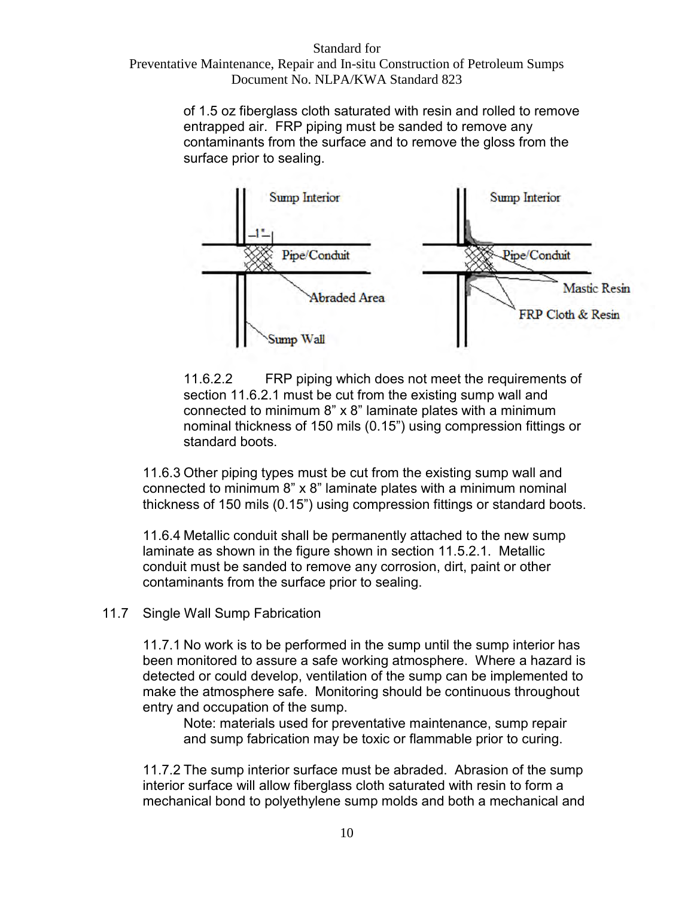of 1.5 oz fiberglass cloth saturated with resin and rolled to remove entrapped air. FRP piping must be sanded to remove any contaminants from the surface and to remove the gloss from the surface prior to sealing.

11.6.2.2 FRP piping which does not meet the requirements of section 11.6.2.1 must be cut from the existing sump wall and connected to minimum 8" x 8" laminate plates with a minimum nominal thickness of 150 mils (0.15") using compression fittings or standard boots.

11.6.3 Other piping types must be cut from the existing sump wall and connected to minimum 8" x 8" laminate plates with a minimum nominal thickness of 150 mils (0.15") using compression fittings or standard boots.

11.6.4 Metallic conduit shall be permanently attached to the new sump laminate as shown in the figure shown in section 11.5.2.1. Metallic conduit must be sanded to remove any corrosion, dirt, paint or other contaminants from the surface prior to sealing.

## 11.7 Single Wall Sump Fabrication

11.7.1 No work is to be performed in the sump until the sump interior has been monitored to assure a safe working atmosphere. Where a hazard is detected or could develop, ventilation of the sump can be implemented to make the atmosphere safe. Monitoring should be continuous throughout entry and occupation of the sump.

Note: materials used for preventative maintenance, sump repair and sump fabrication may be toxic or flammable prior to curing.

11.7.2 The sump interior surface must be abraded. Abrasion of the sump interior surface will allow fiberglass cloth saturated with resin to form a mechanical bond to polyethylene sump molds and both a mechanical and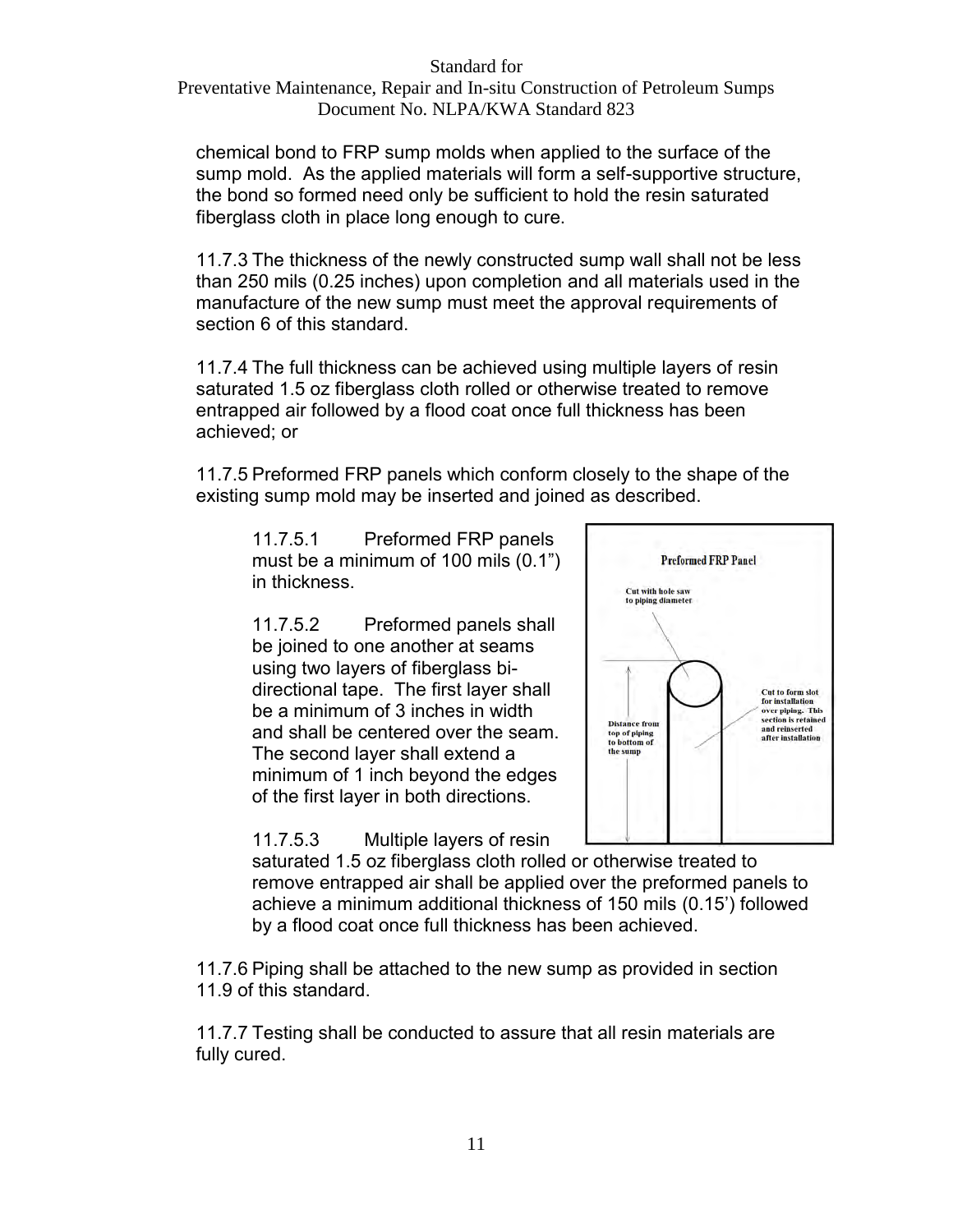chemical bond to FRP sump molds when applied to the surface of the sump mold. As the applied materials will form a self-supportive structure, the bond so formed need only be sufficient to hold the resin saturated fiberglass cloth in place long enough to cure.

11.7.3 The thickness of the newly constructed sump wall shall not be less than 250 mils (0.25 inches) upon completion and all materials used in the manufacture of the new sump must meet the approval requirements of section 6 of this standard.

11.7.4 The full thickness can be achieved using multiple layers of resin saturated 1.5 oz fiberglass cloth rolled or otherwise treated to remove entrapped air followed by a flood coat once full thickness has been achieved; or

11.7.5 Preformed FRP panels which conform closely to the shape of the existing sump mold may be inserted and joined as described.

11.7.5.1 Preformed FRP panels must be a minimum of 100 mils (0.1") in thickness.

11.7.5.2 Preformed panels shall be joined to one another at seams using two layers of fiberglass bi-directional tape. The first layer shall be a minimum of 3 inches in width and shall be centered over the seam. The second layer shall extend a minimum of 1 inch beyond the edges of the first layer in both directions.

11.7.5.3 Multiple layers of resin saturated 1.5 oz fiberglass cloth rolled or otherwise treated to remove entrapped air shall be applied over the preformed panels to achieve a minimum additional thickness of 150 mils (0.15') followed by a flood coat once full thickness has been achieved.

**Preformed FRP Panel**

Cut with hole saw to piping diameter

Distance from top of piping to bottom of the sump

Cut to form slot for installation over piping. This section is retained and reinserted after installation

11.7.6 Piping shall be attached to the new sump as provided in section 11.9 of this standard.

11.7.7 Testing shall be conducted to assure that all resin materials are fully cured.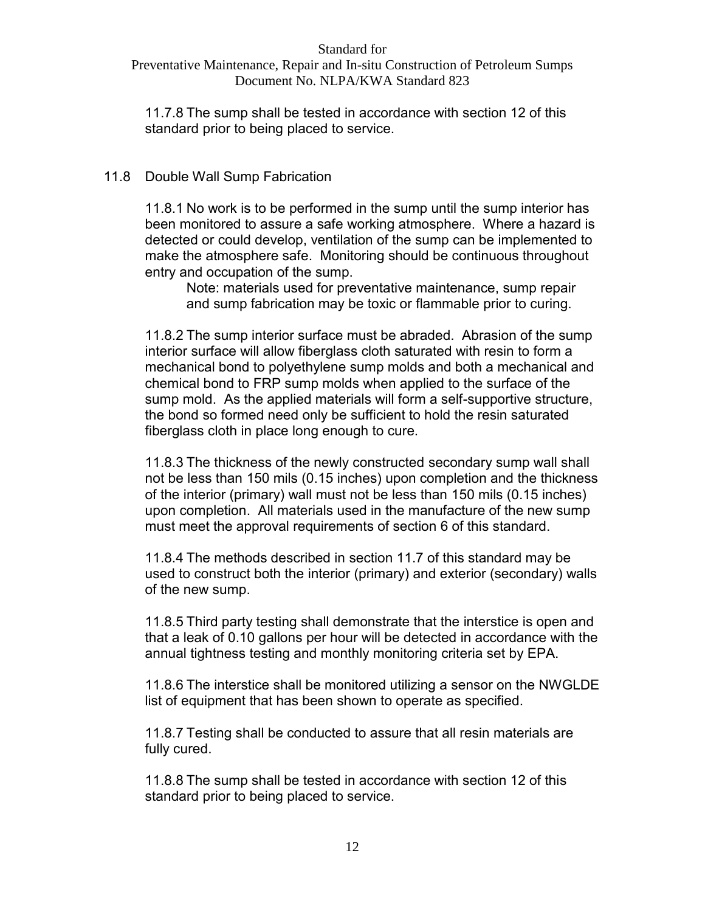11.7.8 The sump shall be tested in accordance with section 12 of this standard prior to being placed to service.

## 11.8 Double Wall Sump Fabrication

11.8.1 No work is to be performed in the sump until the sump interior has been monitored to assure a safe working atmosphere. Where a hazard is detected or could develop, ventilation of the sump can be implemented to make the atmosphere safe. Monitoring should be continuous throughout entry and occupation of the sump.

> Note: materials used for preventative maintenance, sump repair and sump fabrication may be toxic or flammable prior to curing.

11.8.2 The sump interior surface must be abraded. Abrasion of the sump interior surface will allow fiberglass cloth saturated with resin to form a mechanical bond to polyethylene sump molds and both a mechanical and chemical bond to FRP sump molds when applied to the surface of the sump mold. As the applied materials will form a self-supportive structure, the bond so formed need only be sufficient to hold the resin saturated fiberglass cloth in place long enough to cure.

11.8.3 The thickness of the newly constructed secondary sump wall shall not be less than 150 mils (0.15 inches) upon completion and the thickness of the interior (primary) wall must not be less than 150 mils (0.15 inches) upon completion. All materials used in the manufacture of the new sump must meet the approval requirements of section 6 of this standard.

11.8.4 The methods described in section 11.7 of this standard may be used to construct both the interior (primary) and exterior (secondary) walls of the new sump.

11.8.5 Third party testing shall demonstrate that the interstice is open and that a leak of 0.10 gallons per hour will be detected in accordance with the annual tightness testing and monthly monitoring criteria set by EPA.

11.8.6 The interstice shall be monitored utilizing a sensor on the NWGLDE list of equipment that has been shown to operate as specified.

11.8.7 Testing shall be conducted to assure that all resin materials are fully cured.

11.8.8 The sump shall be tested in accordance with section 12 of this standard prior to being placed to service.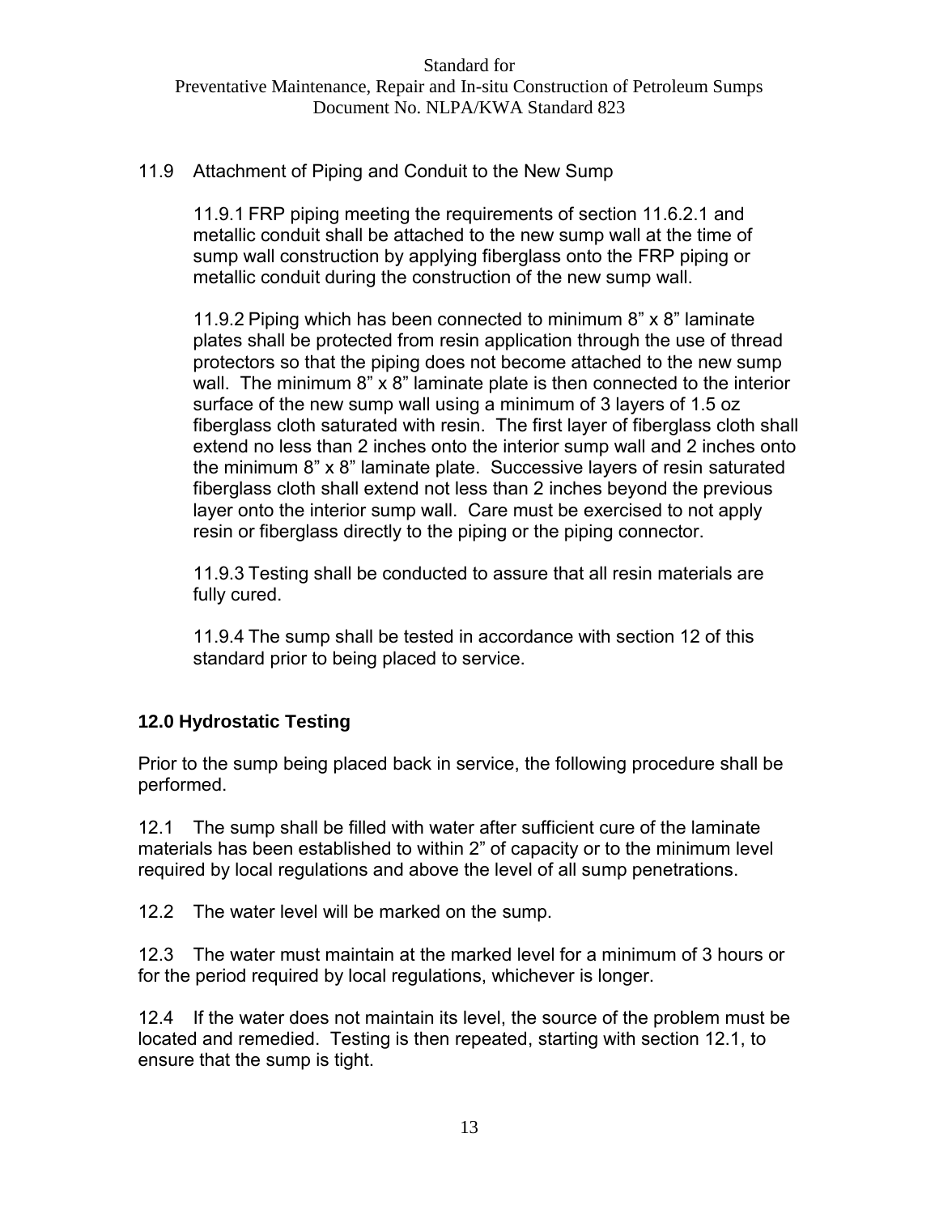## 11.9 Attachment of Piping and Conduit to the New Sump

11.9.1 FRP piping meeting the requirements of section 11.6.2.1 and metallic conduit shall be attached to the new sump wall at the time of sump wall construction by applying fiberglass onto the FRP piping or metallic conduit during the construction of the new sump wall.

11.9.2 Piping which has been connected to minimum 8" x 8" laminate plates shall be protected from resin application through the use of thread protectors so that the piping does not become attached to the new sump wall. The minimum 8" x 8" laminate plate is then connected to the interior surface of the new sump wall using a minimum of 3 layers of 1.5 oz fiberglass cloth saturated with resin. The first layer of fiberglass cloth shall extend no less than 2 inches onto the interior sump wall and 2 inches onto the minimum 8" x 8" laminate plate. Successive layers of resin saturated fiberglass cloth shall extend not less than 2 inches beyond the previous layer onto the interior sump wall. Care must be exercised to not apply resin or fiberglass directly to the piping or the piping connector.

11.9.3 Testing shall be conducted to assure that all resin materials are fully cured.

11.9.4 The sump shall be tested in accordance with section 12 of this standard prior to being placed to service.

## 12.0 Hydrostatic Testing

Prior to the sump being placed back in service, the following procedure shall be performed.

12.1 The sump shall be filled with water after sufficient cure of the laminate materials has been established to within 2" of capacity or to the minimum level required by local regulations and above the level of all sump penetrations.

12.2 The water level will be marked on the sump.

12.3 The water must maintain at the marked level for a minimum of 3 hours or for the period required by local regulations, whichever is longer.

12.4 If the water does not maintain its level, the source of the problem must be located and remedied. Testing is then repeated, starting with section 12.1, to ensure that the sump is tight.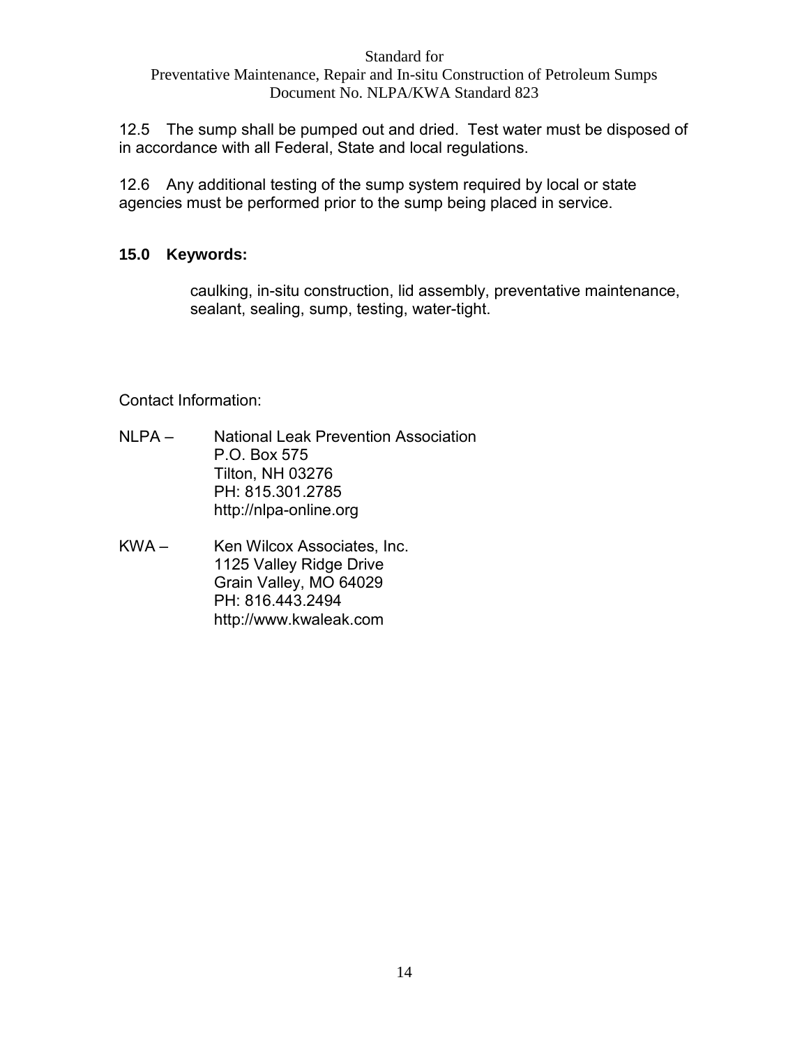12.5 The sump shall be pumped out and dried. Test water must be disposed of in accordance with all Federal, State and local regulations.

12.6 Any additional testing of the sump system required by local or state agencies must be performed prior to the sump being placed in service.

## 15.0 Keywords:

caulking, in-situ construction, lid assembly, preventative maintenance, sealant, sealing, sump, testing, water-tight.

Contact Information:

NLPA – National Leak Prevention Association
P.O. Box 575
Tilton, NH 03276
PH: 815.301.2785
http://nlpa-online.org

KWA – Ken Wilcox Associates, Inc.
1125 Valley Ridge Drive
Grain Valley, MO 64029
PH: 816.443.2494
http://www.kwaleak.com